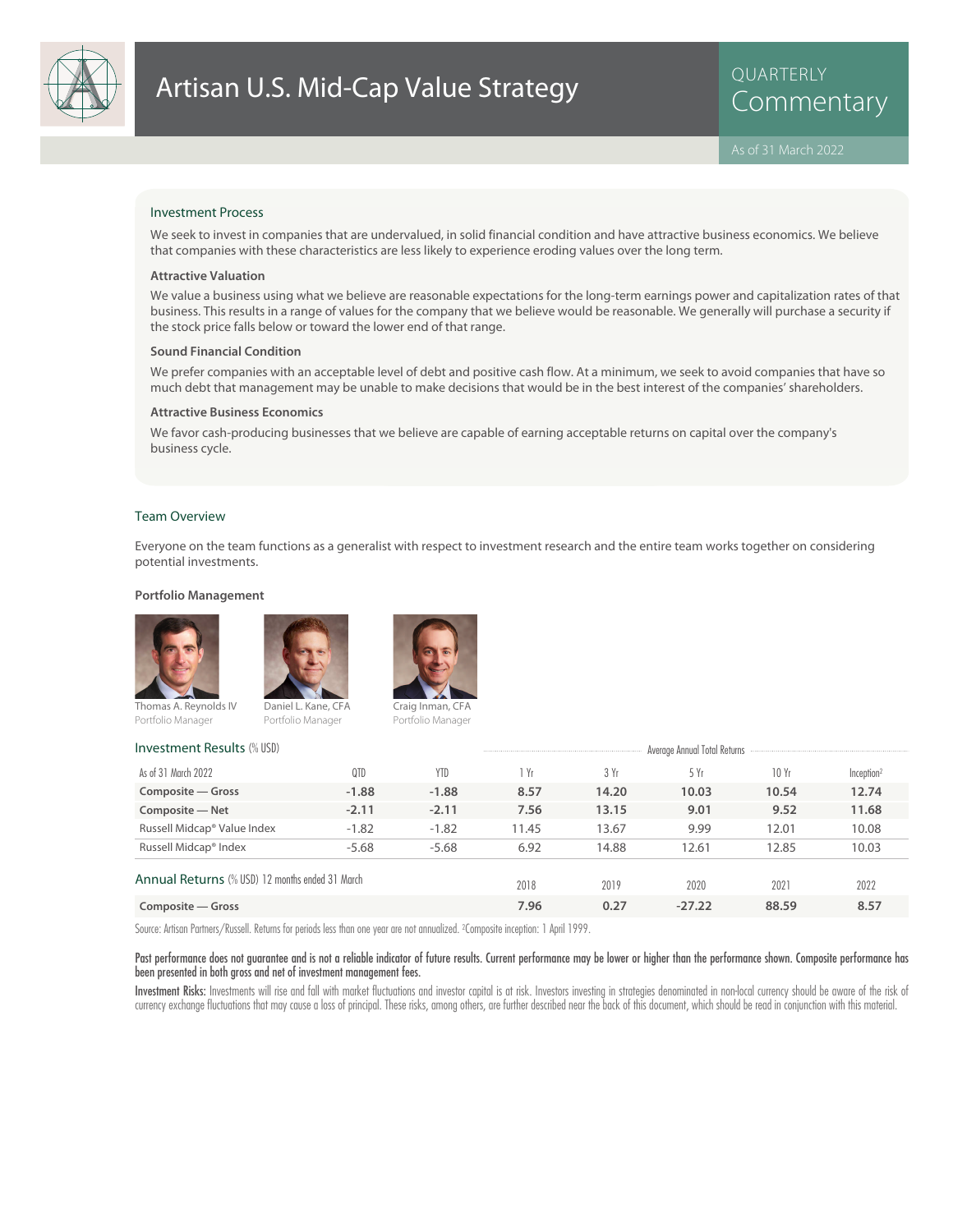# Artisan U.S. Mid-Cap Value Strategy

QUARTERLY Commentary

As of 31 March 2022

## Investment Process

We seek to invest in companies that are undervalued, in solid financial condition and have attractive business economics. We believe that companies with these characteristics are less likely to experience eroding values over the long term.

### Attractive Valuation

We value a business using what we believe are reasonable expectations for the long-term earnings power and capitalization rates of that business. This results in a range of values for the company that we believe would be reasonable. We generally will purchase a security if the stock price falls below or toward the lower end of that range.

### Sound Financial Condition

We prefer companies with an acceptable level of debt and positive cash flow. At a minimum, we seek to avoid companies that have so much debt that management may be unable to make decisions that would be in the best interest of the companies' shareholders.

### Attractive Business Economics

We favor cash-producing businesses that we believe are capable of earning acceptable returns on capital over the company's business cycle.

## Team Overview

Everyone on the team functions as a generalist with respect to investment research and the entire team works together on considering potential investments.

### Portfolio Management

Thomas A. Reynolds IV
Portfolio Manager

Daniel L. Kane, CFA
Portfolio Manager

Craig Inman, CFA
Portfolio Manager

## Investment Results (% USD)

| | | | Average Annual Total Returns | | | | |
|---|---|---|---|---|---|---|---|
| As of 31 March 2022 | QTD | YTD | 1 Yr | 3 Yr | 5 Yr | 10 Yr | Inception[2] |
| **Composite — Gross** | **-1.88** | **-1.88** | **8.57** | **14.20** | **10.03** | **10.54** | **12.74** |
| **Composite — Net** | **-2.11** | **-2.11** | **7.56** | **13.15** | **9.01** | **9.52** | **11.68** |
| Russell Midcap® Value Index | -1.82 | -1.82 | 11.45 | 13.67 | 9.99 | 12.01 | 10.08 |
| Russell Midcap® Index | -5.68 | -5.68 | 6.92 | 14.88 | 12.61 | 12.85 | 10.03 |

## Annual Returns (% USD) 12 months ended 31 March

| | 2018 | 2019 | 2020 | 2021 | 2022 |
|---|---|---|---|---|---|
| **Composite — Gross** | **7.96** | **0.27** | **-27.22** | **88.59** | **8.57** |

Source: Artisan Partners/Russell. Returns for periods less than one year are not annualized. [2]Composite inception: 1 April 1999.

Past performance does not guarantee and is not a reliable indicator of future results. Current performance may be lower or higher than the performance shown. Composite performance has been presented in both gross and net of investment management fees.

Investment Risks: Investments will rise and fall with market fluctuations and investor capital is at risk. Investors investing in strategies denominated in non-local currency should be aware of the risk of currency exchange fluctuations that may cause a loss of principal. These risks, among others, are further described near the back of this document, which should be read in conjunction with this material.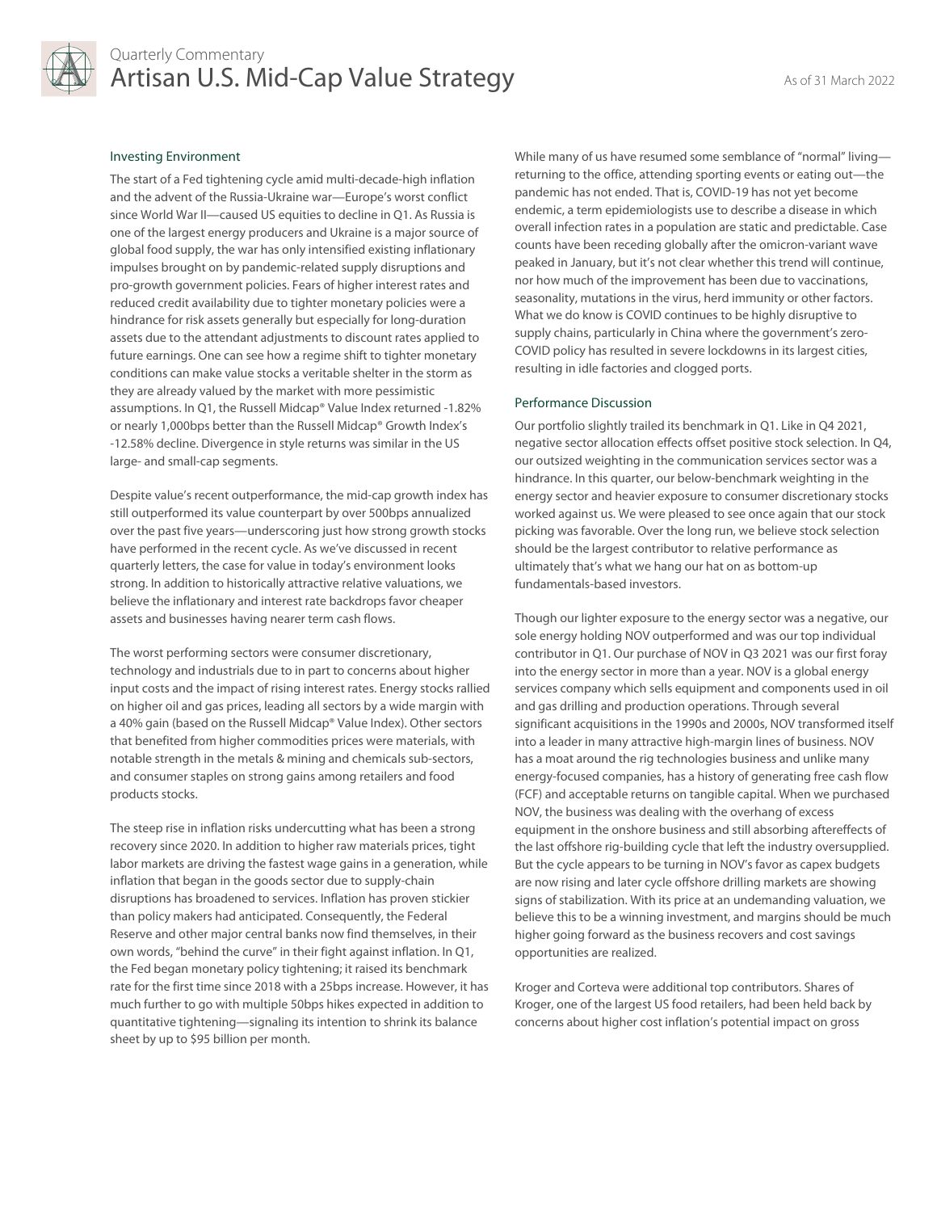## Investing Environment

The start of a Fed tightening cycle amid multi-decade-high inflation and the advent of the Russia-Ukraine war—Europe's worst conflict since World War II—caused US equities to decline in Q1. As Russia is one of the largest energy producers and Ukraine is a major source of global food supply, the war has only intensified existing inflationary impulses brought on by pandemic-related supply disruptions and pro-growth government policies. Fears of higher interest rates and reduced credit availability due to tighter monetary policies were a hindrance for risk assets generally but especially for long-duration assets due to the attendant adjustments to discount rates applied to future earnings. One can see how a regime shift to tighter monetary conditions can make value stocks a veritable shelter in the storm as they are already valued by the market with more pessimistic assumptions. In Q1, the Russell Midcap® Value Index returned -1.82% or nearly 1,000bps better than the Russell Midcap® Growth Index's -12.58% decline. Divergence in style returns was similar in the US large- and small-cap segments.

Despite value's recent outperformance, the mid-cap growth index has still outperformed its value counterpart by over 500bps annualized over the past five years—underscoring just how strong growth stocks have performed in the recent cycle. As we've discussed in recent quarterly letters, the case for value in today's environment looks strong. In addition to historically attractive relative valuations, we believe the inflationary and interest rate backdrops favor cheaper assets and businesses having nearer term cash flows.

The worst performing sectors were consumer discretionary, technology and industrials due to in part to concerns about higher input costs and the impact of rising interest rates. Energy stocks rallied on higher oil and gas prices, leading all sectors by a wide margin with a 40% gain (based on the Russell Midcap® Value Index). Other sectors that benefited from higher commodities prices were materials, with notable strength in the metals & mining and chemicals sub-sectors, and consumer staples on strong gains among retailers and food products stocks.

The steep rise in inflation risks undercutting what has been a strong recovery since 2020. In addition to higher raw materials prices, tight labor markets are driving the fastest wage gains in a generation, while inflation that began in the goods sector due to supply-chain disruptions has broadened to services. Inflation has proven stickier than policy makers had anticipated. Consequently, the Federal Reserve and other major central banks now find themselves, in their own words, "behind the curve" in their fight against inflation. In Q1, the Fed began monetary policy tightening; it raised its benchmark rate for the first time since 2018 with a 25bps increase. However, it has much further to go with multiple 50bps hikes expected in addition to quantitative tightening—signaling its intention to shrink its balance sheet by up to $95 billion per month.

While many of us have resumed some semblance of "normal" living—returning to the office, attending sporting events or eating out—the pandemic has not ended. That is, COVID-19 has not yet become endemic, a term epidemiologists use to describe a disease in which overall infection rates in a population are static and predictable. Case counts have been receding globally after the omicron-variant wave peaked in January, but it's not clear whether this trend will continue, nor how much of the improvement has been due to vaccinations, seasonality, mutations in the virus, herd immunity or other factors. What we do know is COVID continues to be highly disruptive to supply chains, particularly in China where the government's zero-COVID policy has resulted in severe lockdowns in its largest cities, resulting in idle factories and clogged ports.

## Performance Discussion

Our portfolio slightly trailed its benchmark in Q1. Like in Q4 2021, negative sector allocation effects offset positive stock selection. In Q4, our outsized weighting in the communication services sector was a hindrance. In this quarter, our below-benchmark weighting in the energy sector and heavier exposure to consumer discretionary stocks worked against us. We were pleased to see once again that our stock picking was favorable. Over the long run, we believe stock selection should be the largest contributor to relative performance as ultimately that's what we hang our hat on as bottom-up fundamentals-based investors.

Though our lighter exposure to the energy sector was a negative, our sole energy holding NOV outperformed and was our top individual contributor in Q1. Our purchase of NOV in Q3 2021 was our first foray into the energy sector in more than a year. NOV is a global energy services company which sells equipment and components used in oil and gas drilling and production operations. Through several significant acquisitions in the 1990s and 2000s, NOV transformed itself into a leader in many attractive high-margin lines of business. NOV has a moat around the rig technologies business and unlike many energy-focused companies, has a history of generating free cash flow (FCF) and acceptable returns on tangible capital. When we purchased NOV, the business was dealing with the overhang of excess equipment in the onshore business and still absorbing aftereffects of the last offshore rig-building cycle that left the industry oversupplied. But the cycle appears to be turning in NOV's favor as capex budgets are now rising and later cycle offshore drilling markets are showing signs of stabilization. With its price at an undemanding valuation, we believe this to be a winning investment, and margins should be much higher going forward as the business recovers and cost savings opportunities are realized.

Kroger and Corteva were additional top contributors. Shares of Kroger, one of the largest US food retailers, had been held back by concerns about higher cost inflation's potential impact on gross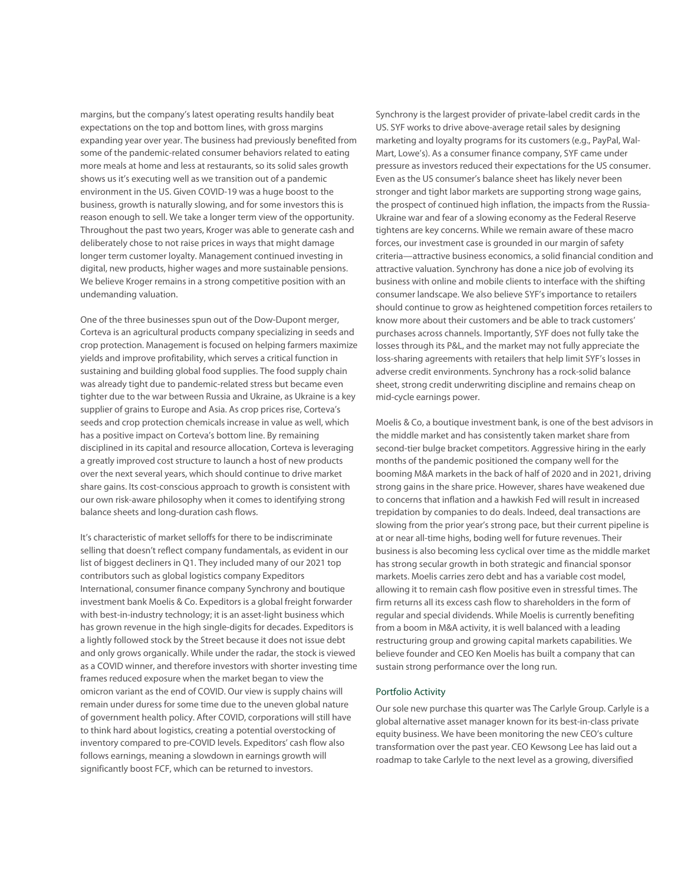margins, but the company's latest operating results handily beat expectations on the top and bottom lines, with gross margins expanding year over year. The business had previously benefited from some of the pandemic-related consumer behaviors related to eating more meals at home and less at restaurants, so its solid sales growth shows us it's executing well as we transition out of a pandemic environment in the US. Given COVID-19 was a huge boost to the business, growth is naturally slowing, and for some investors this is reason enough to sell. We take a longer term view of the opportunity. Throughout the past two years, Kroger was able to generate cash and deliberately chose to not raise prices in ways that might damage longer term customer loyalty. Management continued investing in digital, new products, higher wages and more sustainable pensions. We believe Kroger remains in a strong competitive position with an undemanding valuation.

One of the three businesses spun out of the Dow-Dupont merger, Corteva is an agricultural products company specializing in seeds and crop protection. Management is focused on helping farmers maximize yields and improve profitability, which serves a critical function in sustaining and building global food supplies. The food supply chain was already tight due to pandemic-related stress but became even tighter due to the war between Russia and Ukraine, as Ukraine is a key supplier of grains to Europe and Asia. As crop prices rise, Corteva's seeds and crop protection chemicals increase in value as well, which has a positive impact on Corteva's bottom line. By remaining disciplined in its capital and resource allocation, Corteva is leveraging a greatly improved cost structure to launch a host of new products over the next several years, which should continue to drive market share gains. Its cost-conscious approach to growth is consistent with our own risk-aware philosophy when it comes to identifying strong balance sheets and long-duration cash flows.

It's characteristic of market selloffs for there to be indiscriminate selling that doesn't reflect company fundamentals, as evident in our list of biggest decliners in Q1. They included many of our 2021 top contributors such as global logistics company Expeditors International, consumer finance company Synchrony and boutique investment bank Moelis & Co. Expeditors is a global freight forwarder with best-in-industry technology; it is an asset-light business which has grown revenue in the high single-digits for decades. Expeditors is a lightly followed stock by the Street because it does not issue debt and only grows organically. While under the radar, the stock is viewed as a COVID winner, and therefore investors with shorter investing time frames reduced exposure when the market began to view the omicron variant as the end of COVID. Our view is supply chains will remain under duress for some time due to the uneven global nature of government health policy. After COVID, corporations will still have to think hard about logistics, creating a potential overstocking of inventory compared to pre-COVID levels. Expeditors' cash flow also follows earnings, meaning a slowdown in earnings growth will significantly boost FCF, which can be returned to investors.

Synchrony is the largest provider of private-label credit cards in the US. SYF works to drive above-average retail sales by designing marketing and loyalty programs for its customers (e.g., PayPal, Wal-Mart, Lowe's). As a consumer finance company, SYF came under pressure as investors reduced their expectations for the US consumer. Even as the US consumer's balance sheet has likely never been stronger and tight labor markets are supporting strong wage gains, the prospect of continued high inflation, the impacts from the Russia-Ukraine war and fear of a slowing economy as the Federal Reserve tightens are key concerns. While we remain aware of these macro forces, our investment case is grounded in our margin of safety criteria—attractive business economics, a solid financial condition and attractive valuation. Synchrony has done a nice job of evolving its business with online and mobile clients to interface with the shifting consumer landscape. We also believe SYF's importance to retailers should continue to grow as heightened competition forces retailers to know more about their customers and be able to track customers' purchases across channels. Importantly, SYF does not fully take the losses through its P&L, and the market may not fully appreciate the loss-sharing agreements with retailers that help limit SYF's losses in adverse credit environments. Synchrony has a rock-solid balance sheet, strong credit underwriting discipline and remains cheap on mid-cycle earnings power.

Moelis & Co, a boutique investment bank, is one of the best advisors in the middle market and has consistently taken market share from second-tier bulge bracket competitors. Aggressive hiring in the early months of the pandemic positioned the company well for the booming M&A markets in the back of half of 2020 and in 2021, driving strong gains in the share price. However, shares have weakened due to concerns that inflation and a hawkish Fed will result in increased trepidation by companies to do deals. Indeed, deal transactions are slowing from the prior year's strong pace, but their current pipeline is at or near all-time highs, boding well for future revenues. Their business is also becoming less cyclical over time as the middle market has strong secular growth in both strategic and financial sponsor markets. Moelis carries zero debt and has a variable cost model, allowing it to remain cash flow positive even in stressful times. The firm returns all its excess cash flow to shareholders in the form of regular and special dividends. While Moelis is currently benefiting from a boom in M&A activity, it is well balanced with a leading restructuring group and growing capital markets capabilities. We believe founder and CEO Ken Moelis has built a company that can sustain strong performance over the long run.

## Portfolio Activity

Our sole new purchase this quarter was The Carlyle Group. Carlyle is a global alternative asset manager known for its best-in-class private equity business. We have been monitoring the new CEO's culture transformation over the past year. CEO Kewsong Lee has laid out a roadmap to take Carlyle to the next level as a growing, diversified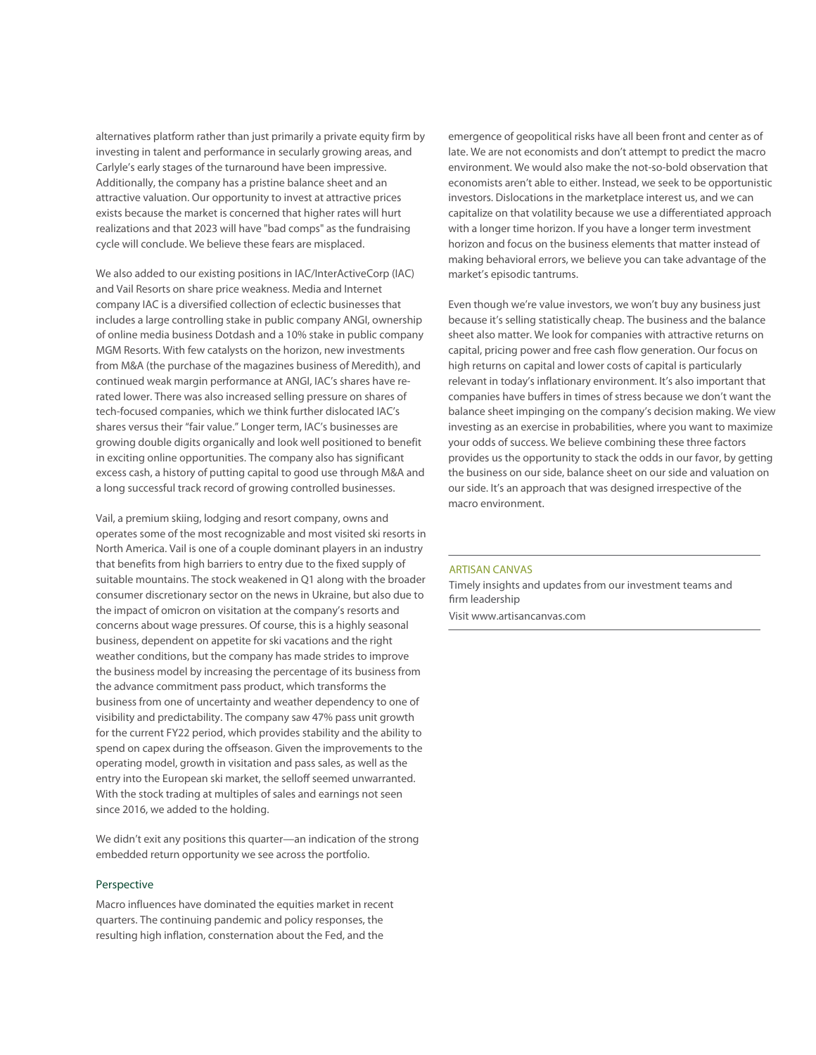alternatives platform rather than just primarily a private equity firm by investing in talent and performance in secularly growing areas, and Carlyle's early stages of the turnaround have been impressive. Additionally, the company has a pristine balance sheet and an attractive valuation. Our opportunity to invest at attractive prices exists because the market is concerned that higher rates will hurt realizations and that 2023 will have "bad comps" as the fundraising cycle will conclude. We believe these fears are misplaced.

We also added to our existing positions in IAC/InterActiveCorp (IAC) and Vail Resorts on share price weakness. Media and Internet company IAC is a diversified collection of eclectic businesses that includes a large controlling stake in public company ANGI, ownership of online media business Dotdash and a 10% stake in public company MGM Resorts. With few catalysts on the horizon, new investments from M&A (the purchase of the magazines business of Meredith), and continued weak margin performance at ANGI, IAC's shares have re-rated lower. There was also increased selling pressure on shares of tech-focused companies, which we think further dislocated IAC's shares versus their "fair value." Longer term, IAC's businesses are growing double digits organically and look well positioned to benefit in exciting online opportunities. The company also has significant excess cash, a history of putting capital to good use through M&A and a long successful track record of growing controlled businesses.

Vail, a premium skiing, lodging and resort company, owns and operates some of the most recognizable and most visited ski resorts in North America. Vail is one of a couple dominant players in an industry that benefits from high barriers to entry due to the fixed supply of suitable mountains. The stock weakened in Q1 along with the broader consumer discretionary sector on the news in Ukraine, but also due to the impact of omicron on visitation at the company's resorts and concerns about wage pressures. Of course, this is a highly seasonal business, dependent on appetite for ski vacations and the right weather conditions, but the company has made strides to improve the business model by increasing the percentage of its business from the advance commitment pass product, which transforms the business from one of uncertainty and weather dependency to one of visibility and predictability. The company saw 47% pass unit growth for the current FY22 period, which provides stability and the ability to spend on capex during the offseason. Given the improvements to the operating model, growth in visitation and pass sales, as well as the entry into the European ski market, the selloff seemed unwarranted. With the stock trading at multiples of sales and earnings not seen since 2016, we added to the holding.

We didn't exit any positions this quarter—an indication of the strong embedded return opportunity we see across the portfolio.

## Perspective

Macro influences have dominated the equities market in recent quarters. The continuing pandemic and policy responses, the resulting high inflation, consternation about the Fed, and the emergence of geopolitical risks have all been front and center as of late. We are not economists and don't attempt to predict the macro environment. We would also make the not-so-bold observation that economists aren't able to either. Instead, we seek to be opportunistic investors. Dislocations in the marketplace interest us, and we can capitalize on that volatility because we use a differentiated approach with a longer time horizon. If you have a longer term investment horizon and focus on the business elements that matter instead of making behavioral errors, we believe you can take advantage of the market's episodic tantrums.

Even though we're value investors, we won't buy any business just because it's selling statistically cheap. The business and the balance sheet also matter. We look for companies with attractive returns on capital, pricing power and free cash flow generation. Our focus on high returns on capital and lower costs of capital is particularly relevant in today's inflationary environment. It's also important that companies have buffers in times of stress because we don't want the balance sheet impinging on the company's decision making. We view investing as an exercise in probabilities, where you want to maximize your odds of success. We believe combining these three factors provides us the opportunity to stack the odds in our favor, by getting the business on our side, balance sheet on our side and valuation on our side. It's an approach that was designed irrespective of the macro environment.

ARTISAN CANVAS

Timely insights and updates from our investment teams and firm leadership

Visit www.artisancanvas.com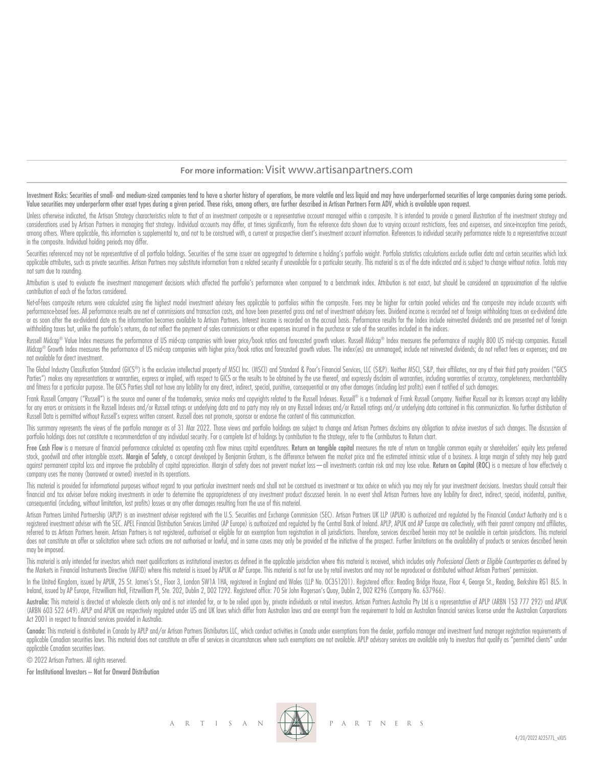For more information: Visit www.artisanpartners.com

**Investment Risks: Securities of small- and medium-sized companies tend to have a shorter history of operations, be more volatile and less liquid and may have underperformed securities of large companies during some periods. Value securities may underperform other asset types during a given period. These risks, among others, are further described in Artisan Partners Form ADV, which is available upon request.**

Unless otherwise indicated, the Artisan Strategy characteristics relate to that of an investment composite or a representative account managed within a composite. It is intended to provide a general illustration of the investment strategy and considerations used by Artisan Partners in managing that strategy. Individual accounts may differ, at times significantly, from the reference data shown due to varying account restrictions, fees and expenses, and since-inception time periods, among others. Where applicable, this information is supplemental to, and not to be construed with, a current or prospective client's investment account information. References to individual security performance relate to a representative account in the composite. Individual holding periods may differ.

Securities referenced may not be representative of all portfolio holdings. Securities of the same issuer are aggregated to determine a holding's portfolio weight. Portfolio statistics calculations exclude outlier data and certain securities which lack applicable attributes, such as private securities. Artisan Partners may substitute information from a related security if unavailable for a particular security. This material is as of the date indicated and is subject to change without notice. Totals may not sum due to rounding.

Attribution is used to evaluate the investment management decisions which affected the portfolio's performance when compared to a benchmark index. Attribution is not exact, but should be considered an approximation of the relative contribution of each of the factors considered.

Net-of-fees composite returns were calculated using the highest model investment advisory fees applicable to portfolios within the composite. Fees may be higher for certain pooled vehicles and the composite may include accounts with performance-based fees. All performance results are net of commissions and transaction costs, and have been presented gross and net of investment advisory fees. Dividend income is recorded net of foreign withholding taxes on ex-dividend date or as soon after the ex-dividend date as the information becomes available to Artisan Partners. Interest income is recorded on the accrual basis. Performance results for the Index include reinvested dividends and are presented net of foreign withholding taxes but, unlike the portfolio's returns, do not reflect the payment of sales commissions or other expenses incurred in the purchase or sale of the securities included in the indices.

Russell Midcap® Value Index measures the performance of US mid-cap companies with lower price/book ratios and forecasted growth values. Russell Midcap® Index measures the performance of roughly 800 US mid-cap companies. Russell Midcap® Growth Index measures the performance of US mid-cap companies with higher price/book ratios and forecasted growth values. The index(es) are unmanaged; include net reinvested dividends; do not reflect fees or expenses; and are not available for direct investment.

The Global Industry Classification Standard (GICS®) is the exclusive intellectual property of MSCI Inc. (MSCI) and Standard & Poor's Financial Services, LLC (S&P). Neither MSCI, S&P, their affiliates, nor any of their third party providers ("GICS Parties") makes any representations or warranties, express or implied, with respect to GICS or the results to be obtained by the use thereof, and expressly disclaim all warranties, including warranties of accuracy, completeness, merchantability and fitness for a particular purpose. The GICS Parties shall not have any liability for any direct, indirect, special, punitive, consequential or any other damages (including lost profits) even if notified of such damages.

Frank Russell Company ("Russell") is the source and owner of the trademarks, service marks and copyrights related to the Russell Indexes. Russell® is a trademark of Frank Russell Company. Neither Russell nor its licensors accept any liability for any errors or omissions in the Russell Indexes and/or Russell ratings or underlying data and no party may rely on any Russell Indexes and/or Russell ratings and/or underlying data contained in this communication. No further distribution of Russell Data is permitted without Russell's express written consent. Russell does not promote, sponsor or endorse the content of this communication.

This summary represents the views of the portfolio manager as of 31 Mar 2022. Those views and portfolio holdings are subject to change and Artisan Partners disclaims any obligation to advise investors of such changes. The discussion of portfolio holdings does not constitute a recommendation of any individual security. For a complete list of holdings by contribution to the strategy, refer to the Contributors to Return chart.

**Free Cash Flow** is a measure of financial performance calculated as operating cash flow minus capital expenditures. **Return on tangible capital** measures the rate of return on tangible common equity or shareholders' equity less preferred stock, goodwill and other intangible assets. **Margin of Safety**, a concept developed by Benjamin Graham, is the difference between the market price and the estimated intrinsic value of a business. A large margin of safety may help guard against permanent capital loss and improve the probability of capital appreciation. Margin of safety does not prevent market loss—all investments contain risk and may lose value. **Return on Capital (ROC)** is a measure of how effectively a company uses the money (borrowed or owned) invested in its operations.

This material is provided for informational purposes without regard to your particular investment needs and shall not be construed as investment or tax advice on which you may rely for your investment decisions. Investors should consult their financial and tax adviser before making investments in order to determine the appropriateness of any investment product discussed herein. In no event shall Artisan Partners have any liability for direct, indirect, special, incidental, punitive, consequential (including, without limitation, lost profits) losses or any other damages resulting from the use of this material.

Artisan Partners Limited Partnership (APLP) is an investment adviser registered with the U.S. Securities and Exchange Commission (SEC). Artisan Partners UK LLP (APUK) is authorized and regulated by the Financial Conduct Authority and is a registered investment adviser with the SEC. APEL Financial Distribution Services Limited (AP Europe) is authorized and regulated by the Central Bank of Ireland. APLP, APUK and AP Europe are collectively, with their parent company and affiliates, referred to as Artisan Partners herein. Artisan Partners is not registered, authorised or eligible for an exemption from registration in all jurisdictions. Therefore, services described herein may not be available in certain jurisdictions. This material does not constitute an offer or solicitation where such actions are not authorised or lawful, and in some cases may only be provided at the initiative of the prospect. Further limitations on the availability of products or services described herein may be imposed.

This material is only intended for investors which meet qualifications as institutional investors as defined in the applicable jurisdiction where this material is received, which includes only *Professional Clients or Eligible Counterparties* as defined by the Markets in Financial Instruments Directive (MiFID) where this material is issued by APUK or AP Europe. This material is not for use by retail investors and may not be reproduced or distributed without Artisan Partners' permission.

In the United Kingdom, issued by APUK, 25 St. James's St., Floor 3, London SW1A 1HA, registered in England and Wales (LLP No. OC351201). Registered office: Reading Bridge House, Floor 4, George St., Reading, Berkshire RG1 8LS. In Ireland, issued by AP Europe, Fitzwilliam Hall, Fitzwilliam Pl, Ste. 202, Dublin 2, D02 T292. Registered office: 70 Sir John Rogerson's Quay, Dublin 2, D02 R296 (Company No. 637966).

**Australia:** This material is directed at wholesale clients only and is not intended for, or to be relied upon by, private individuals or retail investors. Artisan Partners Australia Pty Ltd is a representative of APLP (ARBN 153 777 292) and APUK (ARBN 603 522 649). APLP and APUK are respectively regulated under US and UK laws which differ from Australian laws and are exempt from the requirement to hold an Australian financial services license under the Australian Corporations Act 2001 in respect to financial services provided in Australia.

**Canada:** This material is distributed in Canada by APLP and/or Artisan Partners Distributors LLC, which conduct activities in Canada under exemptions from the dealer, portfolio manager and investment fund manager registration requirements of applicable Canadian securities laws. This material does not constitute an offer of services in circumstances where such exemptions are not available. APLP advisory services are available only to investors that qualify as "permitted clients" under applicable Canadian securities laws.

© 2022 Artisan Partners. All rights reserved.

**For Institutional Investors – Not for Onward Distribution**

ARTISAN PARTNERS

4/20/2022 A22577L_vXUS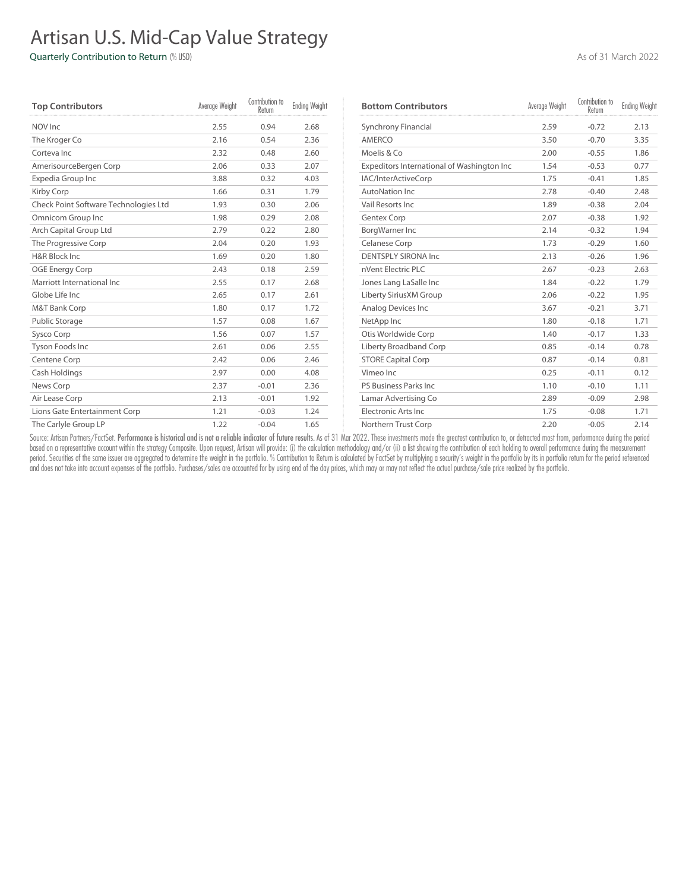# Artisan U.S. Mid-Cap Value Strategy

Quarterly Contribution to Return (% USD)

As of 31 March 2022

| Top Contributors | Average Weight | Contribution to Return | Ending Weight |
|---|---|---|---|
| NOV Inc | 2.55 | 0.94 | 2.68 |
| The Kroger Co | 2.16 | 0.54 | 2.36 |
| Corteva Inc | 2.32 | 0.48 | 2.60 |
| AmerisourceBergen Corp | 2.06 | 0.33 | 2.07 |
| Expedia Group Inc | 3.88 | 0.32 | 4.03 |
| Kirby Corp | 1.66 | 0.31 | 1.79 |
| Check Point Software Technologies Ltd | 1.93 | 0.30 | 2.06 |
| Omnicom Group Inc | 1.98 | 0.29 | 2.08 |
| Arch Capital Group Ltd | 2.79 | 0.22 | 2.80 |
| The Progressive Corp | 2.04 | 0.20 | 1.93 |
| H&R Block Inc | 1.69 | 0.20 | 1.80 |
| OGE Energy Corp | 2.43 | 0.18 | 2.59 |
| Marriott International Inc | 2.55 | 0.17 | 2.68 |
| Globe Life Inc | 2.65 | 0.17 | 2.61 |
| M&T Bank Corp | 1.80 | 0.17 | 1.72 |
| Public Storage | 1.57 | 0.08 | 1.67 |
| Sysco Corp | 1.56 | 0.07 | 1.57 |
| Tyson Foods Inc | 2.61 | 0.06 | 2.55 |
| Centene Corp | 2.42 | 0.06 | 2.46 |
| Cash Holdings | 2.97 | 0.00 | 4.08 |
| News Corp | 2.37 | -0.01 | 2.36 |
| Air Lease Corp | 2.13 | -0.01 | 1.92 |
| Lions Gate Entertainment Corp | 1.21 | -0.03 | 1.24 |
| The Carlyle Group LP | 1.22 | -0.04 | 1.65 |

| Bottom Contributors | Average Weight | Contribution to Return | Ending Weight |
|---|---|---|---|
| Synchrony Financial | 2.59 | -0.72 | 2.13 |
| AMERCO | 3.50 | -0.70 | 3.35 |
| Moelis & Co | 2.00 | -0.55 | 1.86 |
| Expeditors International of Washington Inc | 1.54 | -0.53 | 0.77 |
| IAC/InterActiveCorp | 1.75 | -0.41 | 1.85 |
| AutoNation Inc | 2.78 | -0.40 | 2.48 |
| Vail Resorts Inc | 1.89 | -0.38 | 2.04 |
| Gentex Corp | 2.07 | -0.38 | 1.92 |
| BorgWarner Inc | 2.14 | -0.32 | 1.94 |
| Celanese Corp | 1.73 | -0.29 | 1.60 |
| DENTSPLY SIRONA Inc | 2.13 | -0.26 | 1.96 |
| nVent Electric PLC | 2.67 | -0.23 | 2.63 |
| Jones Lang LaSalle Inc | 1.84 | -0.22 | 1.79 |
| Liberty SiriusXM Group | 2.06 | -0.22 | 1.95 |
| Analog Devices Inc | 3.67 | -0.21 | 3.71 |
| NetApp Inc | 1.80 | -0.18 | 1.71 |
| Otis Worldwide Corp | 1.40 | -0.17 | 1.33 |
| Liberty Broadband Corp | 0.85 | -0.14 | 0.78 |
| STORE Capital Corp | 0.87 | -0.14 | 0.81 |
| Vimeo Inc | 0.25 | -0.11 | 0.12 |
| PS Business Parks Inc | 1.10 | -0.10 | 1.11 |
| Lamar Advertising Co | 2.89 | -0.09 | 2.98 |
| Electronic Arts Inc | 1.75 | -0.08 | 1.71 |
| Northern Trust Corp | 2.20 | -0.05 | 2.14 |

Source: Artisan Partners/FactSet. **Performance is historical and is not a reliable indicator of future results.** As of 31 Mar 2022. These investments made the greatest contribution to, or detracted most from, performance during the period based on a representative account within the strategy Composite. Upon request, Artisan will provide: (i) the calculation methodology and/or (ii) a list showing the contribution of each holding to overall performance during the measurement period. Securities of the same issuer are aggregated to determine the weight in the portfolio. % Contribution to Return is calculated by FactSet by multiplying a security's weight in the portfolio by its in portfolio return for the period referenced and does not take into account expenses of the portfolio. Purchases/sales are accounted for by using end of the day prices, which may or may not reflect the actual purchase/sale price realized by the portfolio.